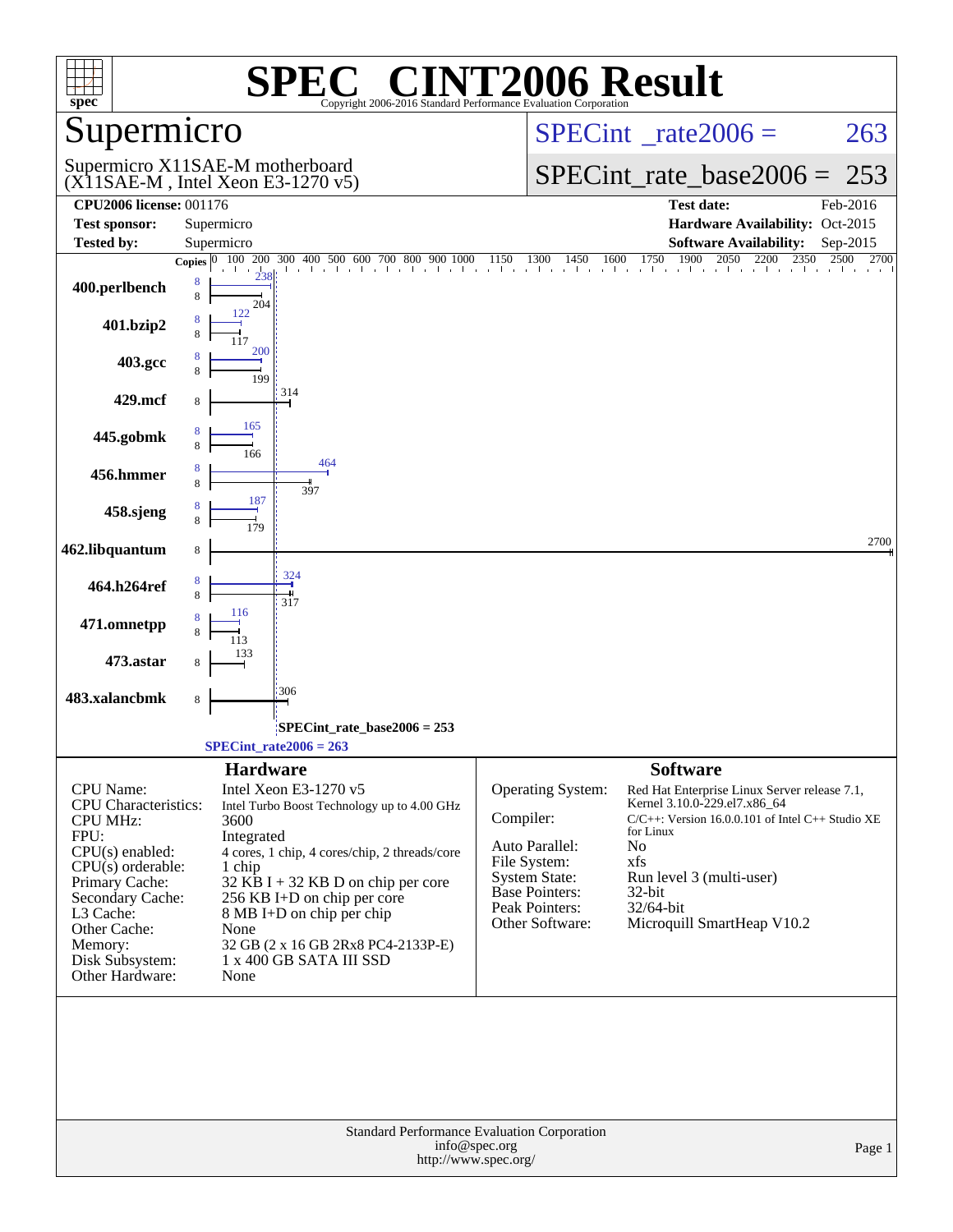# SPEC® CINT2006 Result

Copyright 2006-2016 Standard Performance Evaluation Corporation

## Supermicro

Supermicro X11SAE-M motherboard
(X11SAE-M , Intel Xeon E3-1270 v5)

SPECint_rate2006 = 263

SPECint_rate_base2006 = 253

| | | | |
|---|---|---|---|
| **CPU2006 license:** 001176 | | **Test date:** | Feb-2016 |
| **Test sponsor:** | Supermicro | **Hardware Availability:** | Oct-2015 |
| **Tested by:** | Supermicro | **Software Availability:** | Sep-2015 |

| Benchmark | Copies (peak) | Peak | Copies (base) | Base |
|---|---|---|---|---|
| 400.perlbench | 8 | 238 | 8 | 204 |
| 401.bzip2 | 8 | 122 | 8 | 117 |
| 403.gcc | 8 | 200 | 8 | 199 |
| 429.mcf | | | 8 | 314 |
| 445.gobmk | 8 | 165 | 8 | 166 |
| 456.hmmer | 8 | 464 | 8 | 397 |
| 458.sjeng | 8 | 187 | 8 | 179 |
| 462.libquantum | | | 8 | 2700 |
| 464.h264ref | 8 | 324 | 8 | 317 |
| 471.omnetpp | 8 | 116 | 8 | 113 |
| 473.astar | | | 8 | 133 |
| 483.xalancbmk | | | 8 | 306 |

SPECint_rate_base2006 = 253

SPECint_rate2006 = 263

### Hardware

| | |
|---|---|
| CPU Name: | Intel Xeon E3-1270 v5 |
| CPU Characteristics: | Intel Turbo Boost Technology up to 4.00 GHz |
| CPU MHz: | 3600 |
| FPU: | Integrated |
| CPU(s) enabled: | 4 cores, 1 chip, 4 cores/chip, 2 threads/core |
| CPU(s) orderable: | 1 chip |
| Primary Cache: | 32 KB I + 32 KB D on chip per core |
| Secondary Cache: | 256 KB I+D on chip per core |
| L3 Cache: | 8 MB I+D on chip per chip |
| Other Cache: | None |
| Memory: | 32 GB (2 x 16 GB 2Rx8 PC4-2133P-E) |
| Disk Subsystem: | 1 x 400 GB SATA III SSD |
| Other Hardware: | None |

### Software

| | |
|---|---|
| Operating System: | Red Hat Enterprise Linux Server release 7.1, Kernel 3.10.0-229.el7.x86_64 |
| Compiler: | C/C++: Version 16.0.0.101 of Intel C++ Studio XE for Linux |
| Auto Parallel: | No |
| File System: | xfs |
| System State: | Run level 3 (multi-user) |
| Base Pointers: | 32-bit |
| Peak Pointers: | 32/64-bit |
| Other Software: | Microquill SmartHeap V10.2 |

Standard Performance Evaluation Corporation
info@spec.org
http://www.spec.org/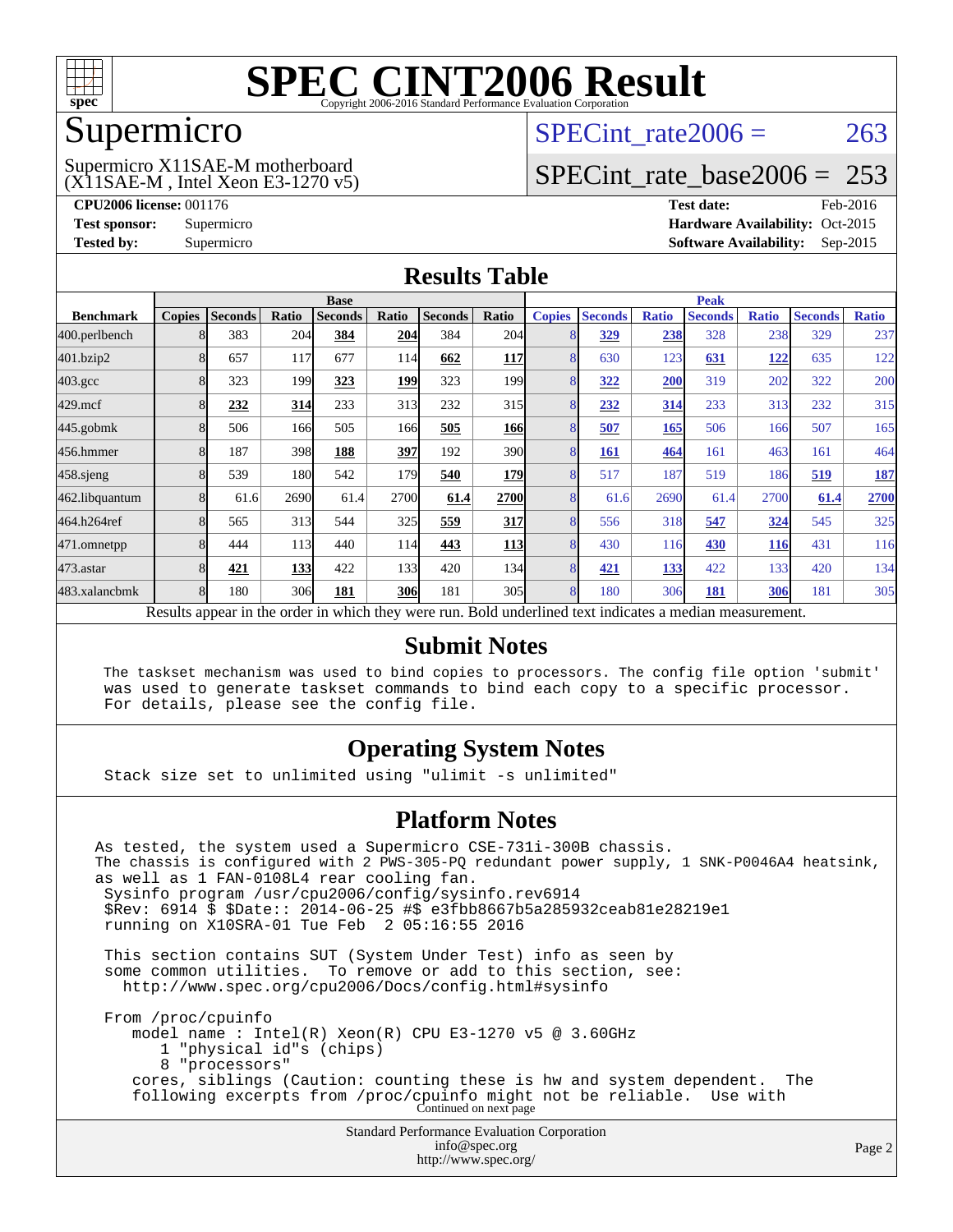# SPEC CINT2006 Result

Copyright 2006-2016 Standard Performance Evaluation Corporation

## Supermicro

Supermicro X11SAE-M motherboard
(X11SAE-M , Intel Xeon E3-1270 v5)

SPECint_rate2006 = 263

SPECint_rate_base2006 = 253

**CPU2006 license:** 001176
**Test sponsor:** Supermicro
**Tested by:** Supermicro

**Test date:** Feb-2016
**Hardware Availability:** Oct-2015
**Software Availability:** Sep-2015

## Results Table

| Benchmark | Base | | | | | | | Peak | | | | | | |
|---|---|---|---|---|---|---|---|---|---|---|---|---|---|---|
| | Copies | Seconds | Ratio | Seconds | Ratio | Seconds | Ratio | Copies | Seconds | Ratio | Seconds | Ratio | Seconds | Ratio |
| 400.perlbench | 8 | 383 | 204 | **384** | **204** | 384 | 204 | 8 | **329** | **238** | 328 | 238 | 329 | 237 |
| 401.bzip2 | 8 | 657 | 117 | 677 | 114 | **662** | **117** | 8 | 630 | 123 | **631** | **122** | 635 | 122 |
| 403.gcc | 8 | 323 | 199 | **323** | **199** | 323 | 199 | 8 | **322** | **200** | 319 | 202 | 322 | 200 |
| 429.mcf | 8 | **232** | **314** | 233 | 313 | 232 | 315 | 8 | **232** | **314** | 233 | 313 | 232 | 315 |
| 445.gobmk | 8 | 506 | 166 | 505 | 166 | **505** | **166** | 8 | **507** | **165** | 506 | 166 | 507 | 165 |
| 456.hmmer | 8 | 187 | 398 | **188** | **397** | 192 | 390 | 8 | **161** | **464** | 161 | 463 | 161 | 464 |
| 458.sjeng | 8 | 539 | 180 | 542 | 179 | **540** | **179** | 8 | 517 | 187 | 519 | 186 | **519** | **187** |
| 462.libquantum | 8 | 61.6 | 2690 | 61.4 | 2700 | **61.4** | **2700** | 8 | 61.6 | 2690 | 61.4 | 2700 | **61.4** | **2700** |
| 464.h264ref | 8 | 565 | 313 | 544 | 325 | **559** | **317** | 8 | 556 | 318 | **547** | **324** | 545 | 325 |
| 471.omnetpp | 8 | 444 | 113 | 440 | 114 | **443** | **113** | 8 | 430 | 116 | **430** | **116** | 431 | 116 |
| 473.astar | 8 | **421** | **133** | 422 | 133 | 420 | 134 | 8 | **421** | **133** | 422 | 133 | 420 | 134 |
| 483.xalancbmk | 8 | 180 | 306 | **181** | **306** | 181 | 305 | 8 | 180 | 306 | **181** | **306** | 181 | 305 |

Results appear in the order in which they were run. Bold underlined text indicates a median measurement.

## Submit Notes

```
The taskset mechanism was used to bind copies to processors. The config file option 'submit'
was used to generate taskset commands to bind each copy to a specific processor.
For details, please see the config file.
```

## Operating System Notes

```
Stack size set to unlimited using "ulimit -s unlimited"
```

## Platform Notes

```
As tested, the system used a Supermicro CSE-731i-300B chassis.
The chassis is configured with 2 PWS-305-PQ redundant power supply, 1 SNK-P0046A4 heatsink,
as well as 1 FAN-0108L4 rear cooling fan.
 Sysinfo program /usr/cpu2006/config/sysinfo.rev6914
 $Rev: 6914 $ $Date:: 2014-06-25 #$ e3fbb8667b5a285932ceab81e28219e1
 running on X10SRA-01 Tue Feb  2 05:16:55 2016

 This section contains SUT (System Under Test) info as seen by
 some common utilities.  To remove or add to this section, see:
   http://www.spec.org/cpu2006/Docs/config.html#sysinfo

 From /proc/cpuinfo
    model name : Intel(R) Xeon(R) CPU E3-1270 v5 @ 3.60GHz
       1 "physical id"s (chips)
       8 "processors"
    cores, siblings (Caution: counting these is hw and system dependent.  The
    following excerpts from /proc/cpuinfo might not be reliable.  Use with
```

Continued on next page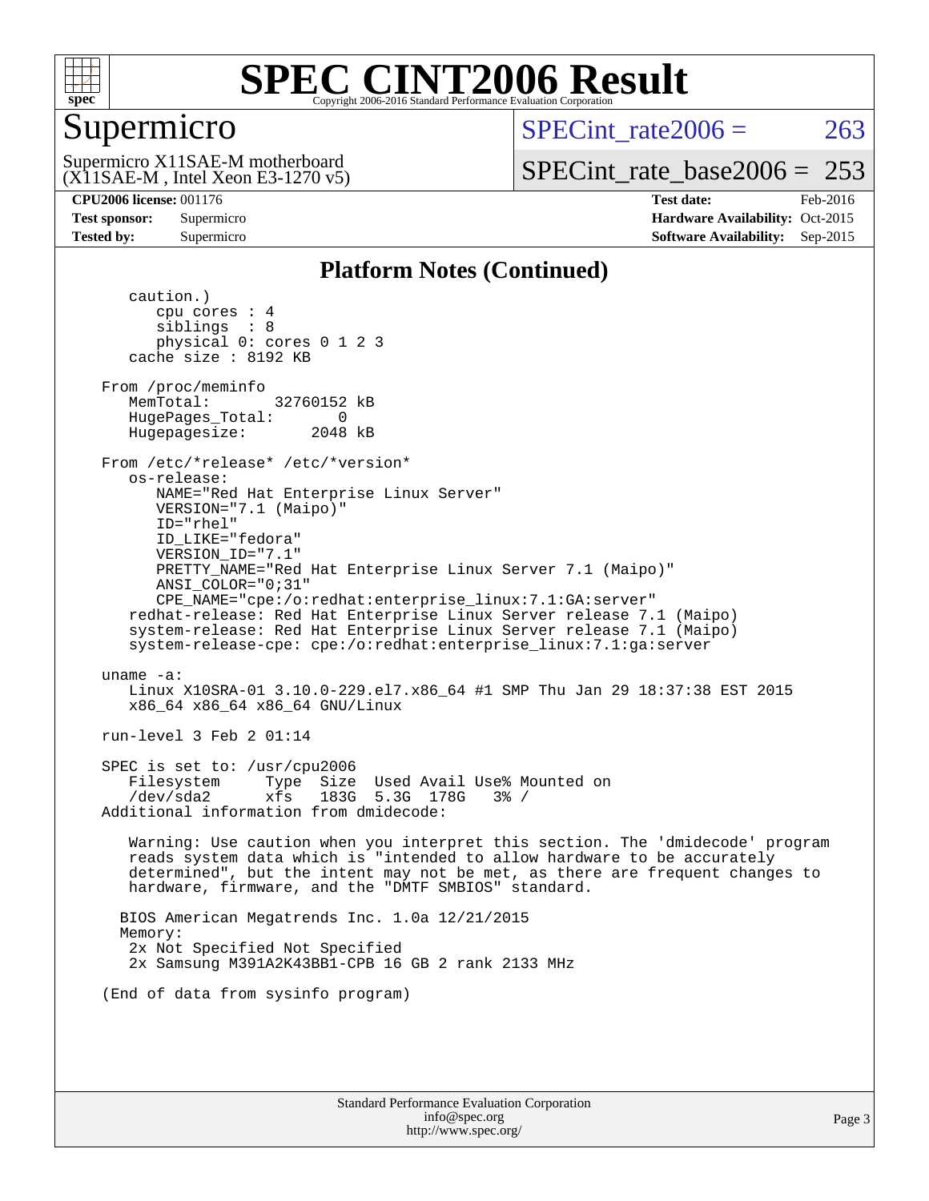# SPEC CINT2006 Result

## Supermicro

Supermicro X11SAE-M motherboard
(X11SAE-M , Intel Xeon E3-1270 v5)

SPECint_rate2006 = 263

SPECint_rate_base2006 = 253

**CPU2006 license:** 001176
**Test sponsor:** Supermicro
**Tested by:** Supermicro

**Test date:** Feb-2016
**Hardware Availability:** Oct-2015
**Software Availability:** Sep-2015

### Platform Notes (Continued)

```
      caution.)
         cpu cores : 4
         siblings  : 8
         physical 0: cores 0 1 2 3
      cache size : 8192 KB

   From /proc/meminfo
      MemTotal:       32760152 kB
      HugePages_Total:       0
      Hugepagesize:       2048 kB

   From /etc/*release* /etc/*version*
      os-release:
         NAME="Red Hat Enterprise Linux Server"
         VERSION="7.1 (Maipo)"
         ID="rhel"
         ID_LIKE="fedora"
         VERSION_ID="7.1"
         PRETTY_NAME="Red Hat Enterprise Linux Server 7.1 (Maipo)"
         ANSI_COLOR="0;31"
         CPE_NAME="cpe:/o:redhat:enterprise_linux:7.1:GA:server"
      redhat-release: Red Hat Enterprise Linux Server release 7.1 (Maipo)
      system-release: Red Hat Enterprise Linux Server release 7.1 (Maipo)
      system-release-cpe: cpe:/o:redhat:enterprise_linux:7.1:ga:server

   uname -a:
      Linux X10SRA-01 3.10.0-229.el7.x86_64 #1 SMP Thu Jan 29 18:37:38 EST 2015
      x86_64 x86_64 x86_64 GNU/Linux

   run-level 3 Feb 2 01:14

   SPEC is set to: /usr/cpu2006
      Filesystem     Type  Size  Used Avail Use% Mounted on
      /dev/sda2      xfs   183G  5.3G  178G   3% /
   Additional information from dmidecode:

      Warning: Use caution when you interpret this section. The 'dmidecode' program
      reads system data which is "intended to allow hardware to be accurately
      determined", but the intent may not be met, as there are frequent changes to
      hardware, firmware, and the "DMTF SMBIOS" standard.

     BIOS American Megatrends Inc. 1.0a 12/21/2015
     Memory:
      2x Not Specified Not Specified
      2x Samsung M391A2K43BB1-CPB 16 GB 2 rank 2133 MHz

   (End of data from sysinfo program)
```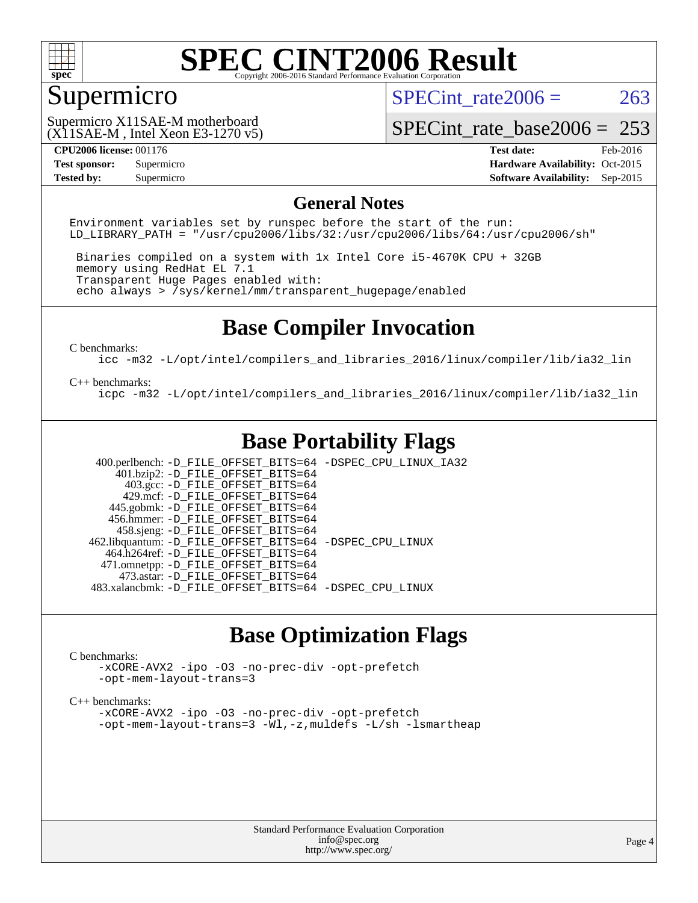# SPEC CINT2006 Result

## Supermicro

Supermicro X11SAE-M motherboard
(X11SAE-M , Intel Xeon E3-1270 v5)

SPECint_rate2006 = 263

SPECint_rate_base2006 = 253

**CPU2006 license:** 001176
**Test sponsor:** Supermicro
**Tested by:** Supermicro

**Test date:** Feb-2016
**Hardware Availability:** Oct-2015
**Software Availability:** Sep-2015

## General Notes

```
Environment variables set by runspec before the start of the run:
LD_LIBRARY_PATH = "/usr/cpu2006/libs/32:/usr/cpu2006/libs/64:/usr/cpu2006/sh"

 Binaries compiled on a system with 1x Intel Core i5-4670K CPU + 32GB
 memory using RedHat EL 7.1
 Transparent Huge Pages enabled with:
 echo always > /sys/kernel/mm/transparent_hugepage/enabled
```

## Base Compiler Invocation

C benchmarks:
```
icc -m32 -L/opt/intel/compilers_and_libraries_2016/linux/compiler/lib/ia32_lin
```

C++ benchmarks:
```
icpc -m32 -L/opt/intel/compilers_and_libraries_2016/linux/compiler/lib/ia32_lin
```

## Base Portability Flags

```
 400.perlbench: -D_FILE_OFFSET_BITS=64 -DSPEC_CPU_LINUX_IA32
     401.bzip2: -D_FILE_OFFSET_BITS=64
       403.gcc: -D_FILE_OFFSET_BITS=64
       429.mcf: -D_FILE_OFFSET_BITS=64
     445.gobmk: -D_FILE_OFFSET_BITS=64
    456.hmmer: -D_FILE_OFFSET_BITS=64
     458.sjeng: -D_FILE_OFFSET_BITS=64
462.libquantum: -D_FILE_OFFSET_BITS=64 -DSPEC_CPU_LINUX
   464.h264ref: -D_FILE_OFFSET_BITS=64
   471.omnetpp: -D_FILE_OFFSET_BITS=64
     473.astar: -D_FILE_OFFSET_BITS=64
483.xalancbmk: -D_FILE_OFFSET_BITS=64 -DSPEC_CPU_LINUX
```

## Base Optimization Flags

C benchmarks:
```
-xCORE-AVX2 -ipo -O3 -no-prec-div -opt-prefetch
-opt-mem-layout-trans=3
```

C++ benchmarks:
```
-xCORE-AVX2 -ipo -O3 -no-prec-div -opt-prefetch
-opt-mem-layout-trans=3 -Wl,-z,muldefs -L/sh -lsmartheap
```

Standard Performance Evaluation Corporation
info@spec.org
http://www.spec.org/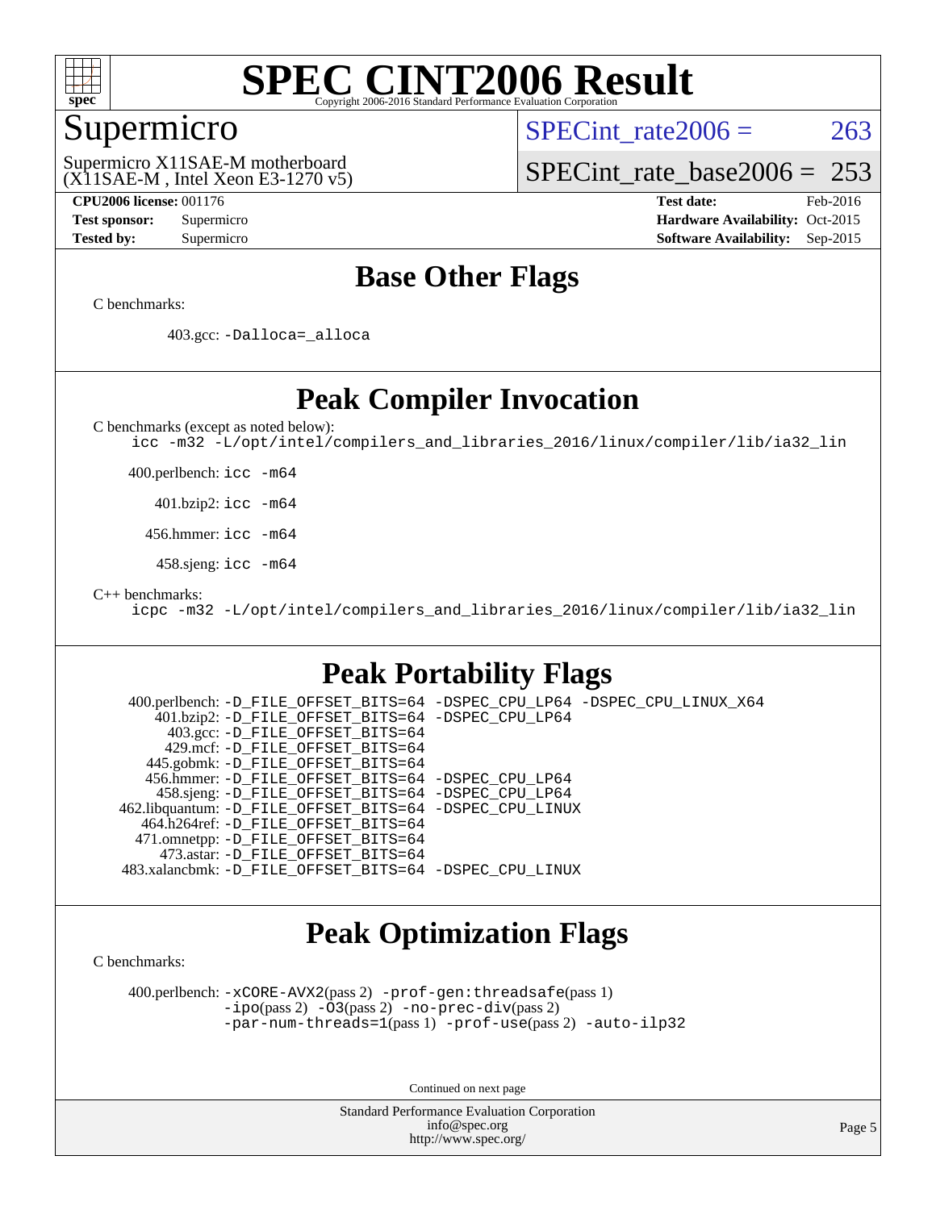# SPEC CINT2006 Result

Copyright 2006-2016 Standard Performance Evaluation Corporation

## Supermicro

Supermicro X11SAE-M motherboard
(X11SAE-M , Intel Xeon E3-1270 v5)

SPECint_rate2006 = 263

SPECint_rate_base2006 = 253

**CPU2006 license:** 001176
**Test sponsor:** Supermicro
**Tested by:** Supermicro

**Test date:** Feb-2016
**Hardware Availability:** Oct-2015
**Software Availability:** Sep-2015

## Base Other Flags

C benchmarks:

403.gcc: `-Dalloca=_alloca`

## Peak Compiler Invocation

C benchmarks (except as noted below):
`icc -m32 -L/opt/intel/compilers_and_libraries_2016/linux/compiler/lib/ia32_lin`

400.perlbench: `icc -m64`

401.bzip2: `icc -m64`

456.hmmer: `icc -m64`

458.sjeng: `icc -m64`

C++ benchmarks:
`icpc -m32 -L/opt/intel/compilers_and_libraries_2016/linux/compiler/lib/ia32_lin`

## Peak Portability Flags

400.perlbench: `-D_FILE_OFFSET_BITS=64 -DSPEC_CPU_LP64 -DSPEC_CPU_LINUX_X64`
401.bzip2: `-D_FILE_OFFSET_BITS=64 -DSPEC_CPU_LP64`
403.gcc: `-D_FILE_OFFSET_BITS=64`
429.mcf: `-D_FILE_OFFSET_BITS=64`
445.gobmk: `-D_FILE_OFFSET_BITS=64`
456.hmmer: `-D_FILE_OFFSET_BITS=64 -DSPEC_CPU_LP64`
458.sjeng: `-D_FILE_OFFSET_BITS=64 -DSPEC_CPU_LP64`
462.libquantum: `-D_FILE_OFFSET_BITS=64 -DSPEC_CPU_LINUX`
464.h264ref: `-D_FILE_OFFSET_BITS=64`
471.omnetpp: `-D_FILE_OFFSET_BITS=64`
473.astar: `-D_FILE_OFFSET_BITS=64`
483.xalancbmk: `-D_FILE_OFFSET_BITS=64 -DSPEC_CPU_LINUX`

## Peak Optimization Flags

C benchmarks:

400.perlbench: `-xCORE-AVX2`(pass 2) `-prof-gen:threadsafe`(pass 1) `-ipo`(pass 2) `-O3`(pass 2) `-no-prec-div`(pass 2) `-par-num-threads=1`(pass 1) `-prof-use`(pass 2) `-auto-ilp32`

Continued on next page

Standard Performance Evaluation Corporation
info@spec.org
http://www.spec.org/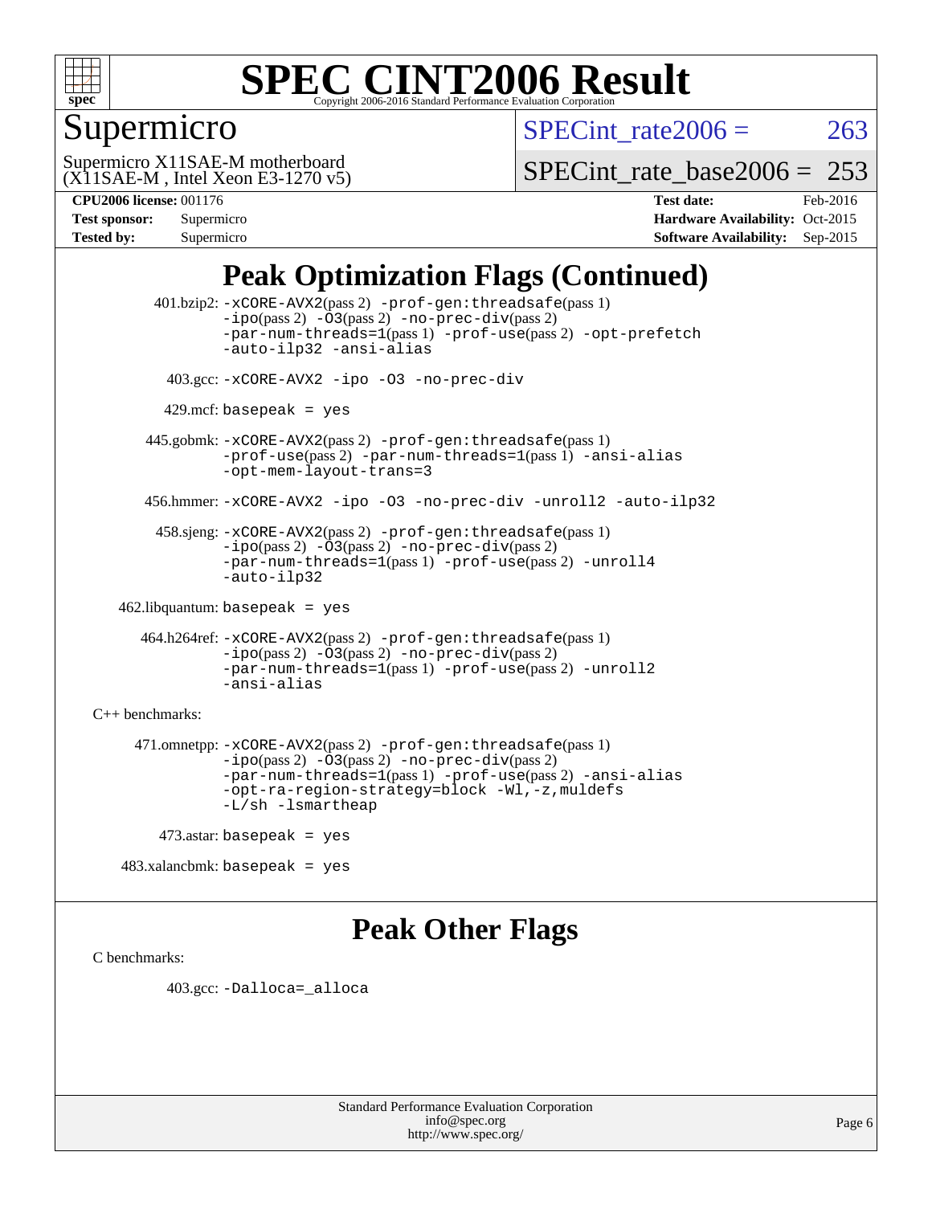# SPEC CINT2006 Result

Copyright 2006-2016 Standard Performance Evaluation Corporation

## Supermicro

Supermicro X11SAE-M motherboard
(X11SAE-M , Intel Xeon E3-1270 v5)

SPECint_rate2006 = 263

SPECint_rate_base2006 = 253

| | | | |
|---|---|---|---|
| **CPU2006 license:** 001176 | | **Test date:** | Feb-2016 |
| **Test sponsor:** | Supermicro | **Hardware Availability:** | Oct-2015 |
| **Tested by:** | Supermicro | **Software Availability:** | Sep-2015 |

## Peak Optimization Flags (Continued)

401.bzip2: -xCORE-AVX2(pass 2) -prof-gen:threadsafe(pass 1) -ipo(pass 2) -O3(pass 2) -no-prec-div(pass 2) -par-num-threads=1(pass 1) -prof-use(pass 2) -opt-prefetch -auto-ilp32 -ansi-alias

403.gcc: -xCORE-AVX2 -ipo -O3 -no-prec-div

429.mcf: basepeak = yes

445.gobmk: -xCORE-AVX2(pass 2) -prof-gen:threadsafe(pass 1) -prof-use(pass 2) -par-num-threads=1(pass 1) -ansi-alias -opt-mem-layout-trans=3

456.hmmer: -xCORE-AVX2 -ipo -O3 -no-prec-div -unroll2 -auto-ilp32

458.sjeng: -xCORE-AVX2(pass 2) -prof-gen:threadsafe(pass 1) -ipo(pass 2) -O3(pass 2) -no-prec-div(pass 2) -par-num-threads=1(pass 1) -prof-use(pass 2) -unroll4 -auto-ilp32

462.libquantum: basepeak = yes

464.h264ref: -xCORE-AVX2(pass 2) -prof-gen:threadsafe(pass 1) -ipo(pass 2) -O3(pass 2) -no-prec-div(pass 2) -par-num-threads=1(pass 1) -prof-use(pass 2) -unroll2 -ansi-alias

C++ benchmarks:

471.omnetpp: -xCORE-AVX2(pass 2) -prof-gen:threadsafe(pass 1) -ipo(pass 2) -O3(pass 2) -no-prec-div(pass 2) -par-num-threads=1(pass 1) -prof-use(pass 2) -ansi-alias -opt-ra-region-strategy=block -Wl,-z,muldefs -L/sh -lsmartheap

473.astar: basepeak = yes

483.xalancbmk: basepeak = yes

## Peak Other Flags

C benchmarks:

403.gcc: -Dalloca=_alloca

Standard Performance Evaluation Corporation
info@spec.org
http://www.spec.org/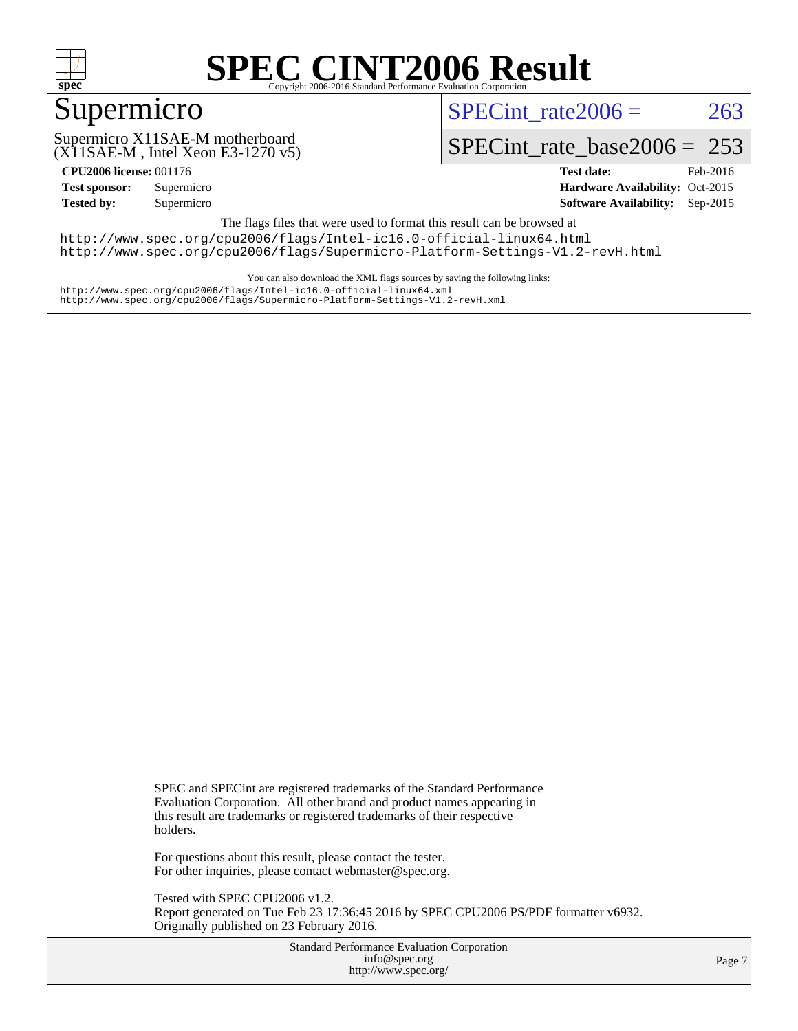# SPEC CINT2006 Result

Copyright 2006-2016 Standard Performance Evaluation Corporation

## Supermicro

Supermicro X11SAE-M motherboard
(X11SAE-M , Intel Xeon E3-1270 v5)

SPECint_rate2006 = 263

SPECint_rate_base2006 = 253

| | | | |
|---|---|---|---|
| **CPU2006 license:** | 001176 | **Test date:** | Feb-2016 |
| **Test sponsor:** | Supermicro | **Hardware Availability:** | Oct-2015 |
| **Tested by:** | Supermicro | **Software Availability:** | Sep-2015 |

The flags files that were used to format this result can be browsed at

```
http://www.spec.org/cpu2006/flags/Intel-ic16.0-official-linux64.html
http://www.spec.org/cpu2006/flags/Supermicro-Platform-Settings-V1.2-revH.html
```

You can also download the XML flags sources by saving the following links:

```
http://www.spec.org/cpu2006/flags/Intel-ic16.0-official-linux64.xml
http://www.spec.org/cpu2006/flags/Supermicro-Platform-Settings-V1.2-revH.xml
```

SPEC and SPECint are registered trademarks of the Standard Performance Evaluation Corporation. All other brand and product names appearing in this result are trademarks or registered trademarks of their respective holders.

For questions about this result, please contact the tester.
For other inquiries, please contact webmaster@spec.org.

Tested with SPEC CPU2006 v1.2.
Report generated on Tue Feb 23 17:36:45 2016 by SPEC CPU2006 PS/PDF formatter v6932.
Originally published on 23 February 2016.

Standard Performance Evaluation Corporation
info@spec.org
http://www.spec.org/